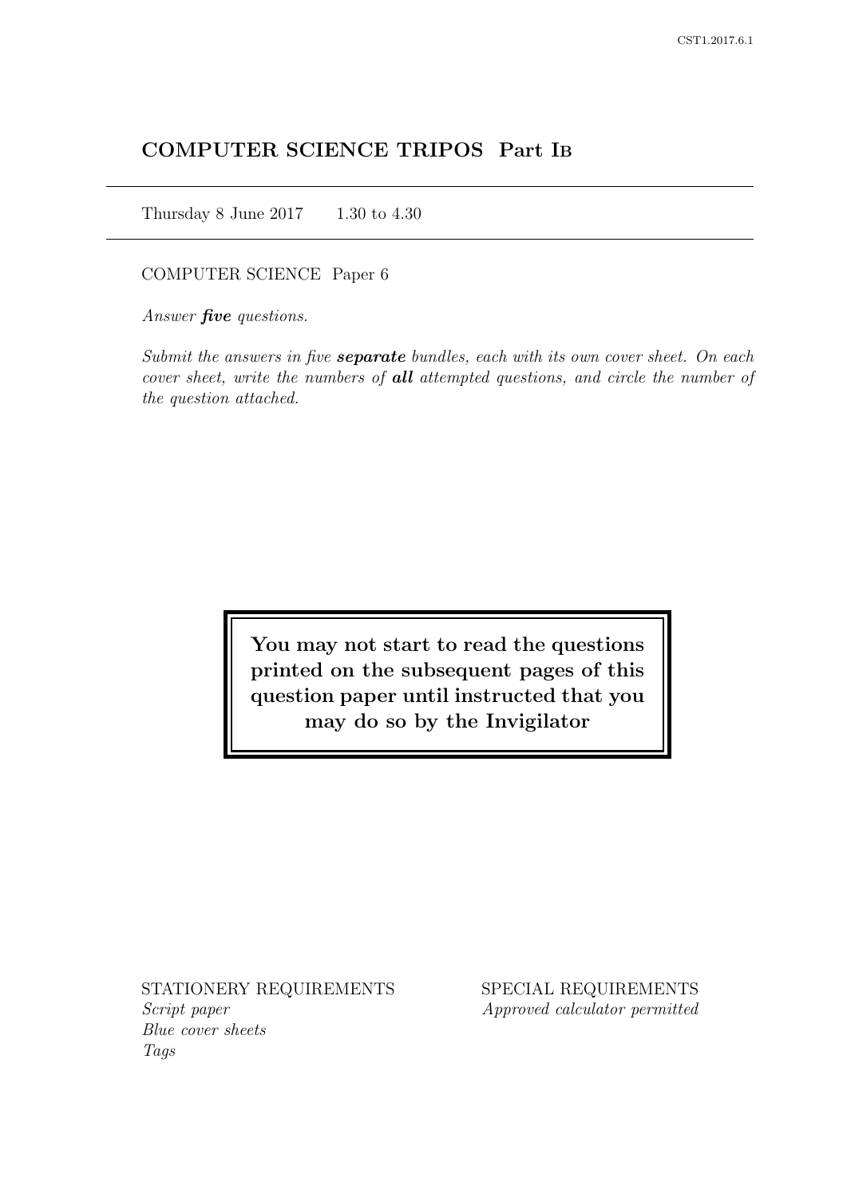# COMPUTER SCIENCE TRIPOS Part IB

Thursday 8 June 2017 1.30 to 4.30

COMPUTER SCIENCE Paper 6

*Answer **five** questions.*

*Submit the answers in five **separate** bundles, each with its own cover sheet. On each cover sheet, write the numbers of **all** attempted questions, and circle the number of the question attached.*

**You may not start to read the questions printed on the subsequent pages of this question paper until instructed that you may do so by the Invigilator**

STATIONERY REQUIREMENTS
*Script paper*
*Blue cover sheets*
*Tags*

SPECIAL REQUIREMENTS
*Approved calculator permitted*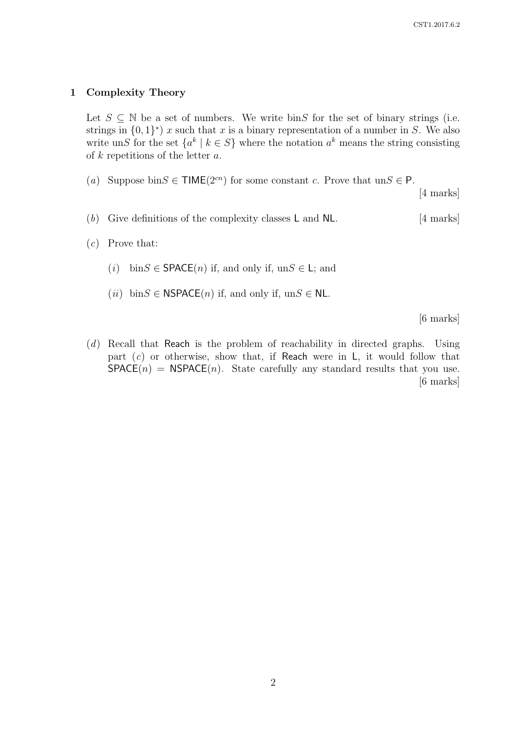## 1 Complexity Theory

Let $S \subseteq \mathbb{N}$ be a set of numbers. We write bin$S$ for the set of binary strings (i.e. strings in $\{0, 1\}^*$) $x$ such that $x$ is a binary representation of a number in $S$. We also write un$S$ for the set $\{a^k \mid k \in S\}$ where the notation $a^k$ means the string consisting of $k$ repetitions of the letter $a$.

(*a*) Suppose bin$S \in \mathsf{TIME}(2^{cn})$ for some constant $c$. Prove that un$S \in \mathsf{P}$. [4 marks]

(*b*) Give definitions of the complexity classes $\mathsf{L}$ and $\mathsf{NL}$. [4 marks]

(*c*) Prove that:

(*i*) bin$S \in \mathsf{SPACE}(n)$ if, and only if, un$S \in \mathsf{L}$; and

(*ii*) bin$S \in \mathsf{NSPACE}(n)$ if, and only if, un$S \in \mathsf{NL}$.

[6 marks]

(*d*) Recall that Reach is the problem of reachability in directed graphs. Using part (*c*) or otherwise, show that, if Reach were in $\mathsf{L}$, it would follow that $\mathsf{SPACE}(n) = \mathsf{NSPACE}(n)$. State carefully any standard results that you use. [6 marks]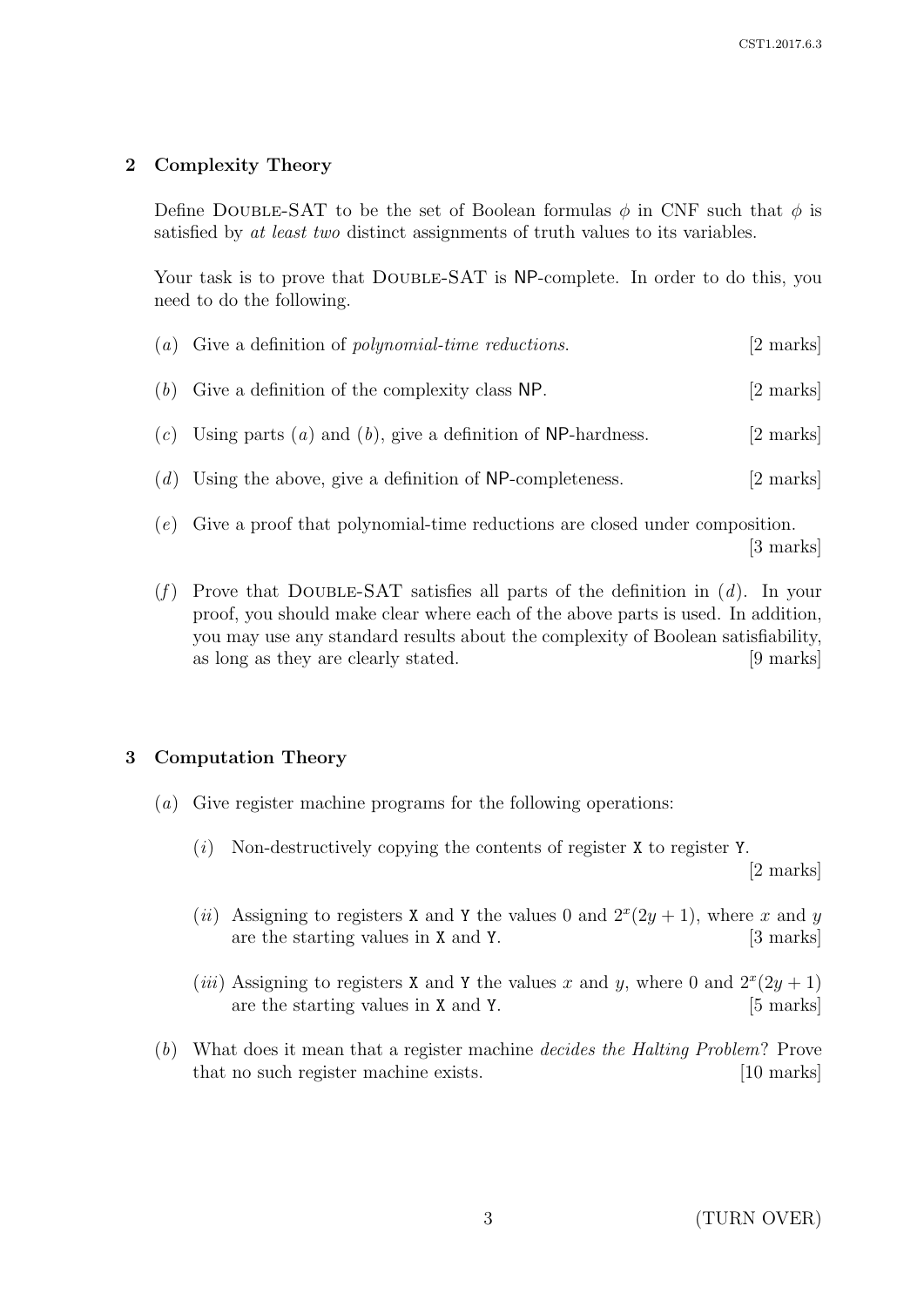## 2 Complexity Theory

Define DOUBLE-SAT to be the set of Boolean formulas $\phi$ in CNF such that $\phi$ is satisfied by *at least two* distinct assignments of truth values to its variables.

Your task is to prove that DOUBLE-SAT is NP-complete. In order to do this, you need to do the following.

(*a*) Give a definition of *polynomial-time reductions*. [2 marks]

(*b*) Give a definition of the complexity class NP. [2 marks]

(*c*) Using parts (*a*) and (*b*), give a definition of NP-hardness. [2 marks]

(*d*) Using the above, give a definition of NP-completeness. [2 marks]

(*e*) Give a proof that polynomial-time reductions are closed under composition. [3 marks]

(*f*) Prove that DOUBLE-SAT satisfies all parts of the definition in (*d*). In your proof, you should make clear where each of the above parts is used. In addition, you may use any standard results about the complexity of Boolean satisfiability, as long as they are clearly stated. [9 marks]

## 3 Computation Theory

(*a*) Give register machine programs for the following operations:

(*i*) Non-destructively copying the contents of register `X` to register `Y`. [2 marks]

(*ii*) Assigning to registers `X` and `Y` the values 0 and $2^x(2y + 1)$, where $x$ and $y$ are the starting values in `X` and `Y`. [3 marks]

(*iii*) Assigning to registers `X` and `Y` the values $x$ and $y$, where 0 and $2^x(2y + 1)$ are the starting values in `X` and `Y`. [5 marks]

(*b*) What does it mean that a register machine *decides the Halting Problem*? Prove that no such register machine exists. [10 marks]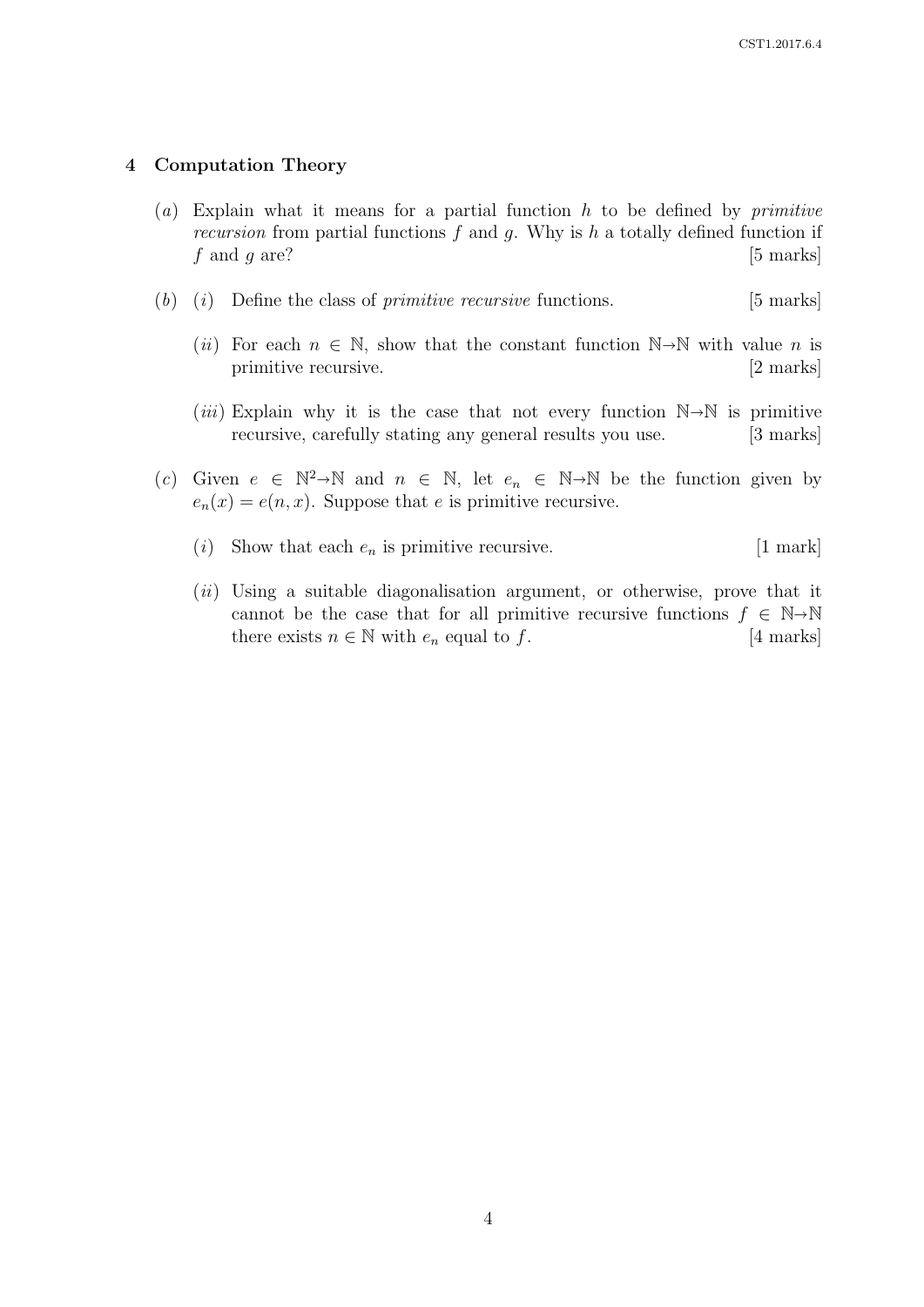## 4 Computation Theory

(*a*) Explain what it means for a partial function $h$ to be defined by *primitive recursion* from partial functions $f$ and $g$. Why is $h$ a totally defined function if $f$ and $g$ are? [5 marks]

(*b*) (*i*) Define the class of *primitive recursive* functions. [5 marks]

(*ii*) For each $n \in \mathbb{N}$, show that the constant function $\mathbb{N} \to \mathbb{N}$ with value $n$ is primitive recursive. [2 marks]

(*iii*) Explain why it is the case that not every function $\mathbb{N} \to \mathbb{N}$ is primitive recursive, carefully stating any general results you use. [3 marks]

(*c*) Given $e \in \mathbb{N}^2 \to \mathbb{N}$ and $n \in \mathbb{N}$, let $e_n \in \mathbb{N} \to \mathbb{N}$ be the function given by $e_n(x) = e(n, x)$. Suppose that $e$ is primitive recursive.

(*i*) Show that each $e_n$ is primitive recursive. [1 mark]

(*ii*) Using a suitable diagonalisation argument, or otherwise, prove that it cannot be the case that for all primitive recursive functions $f \in \mathbb{N} \to \mathbb{N}$ there exists $n \in \mathbb{N}$ with $e_n$ equal to $f$. [4 marks]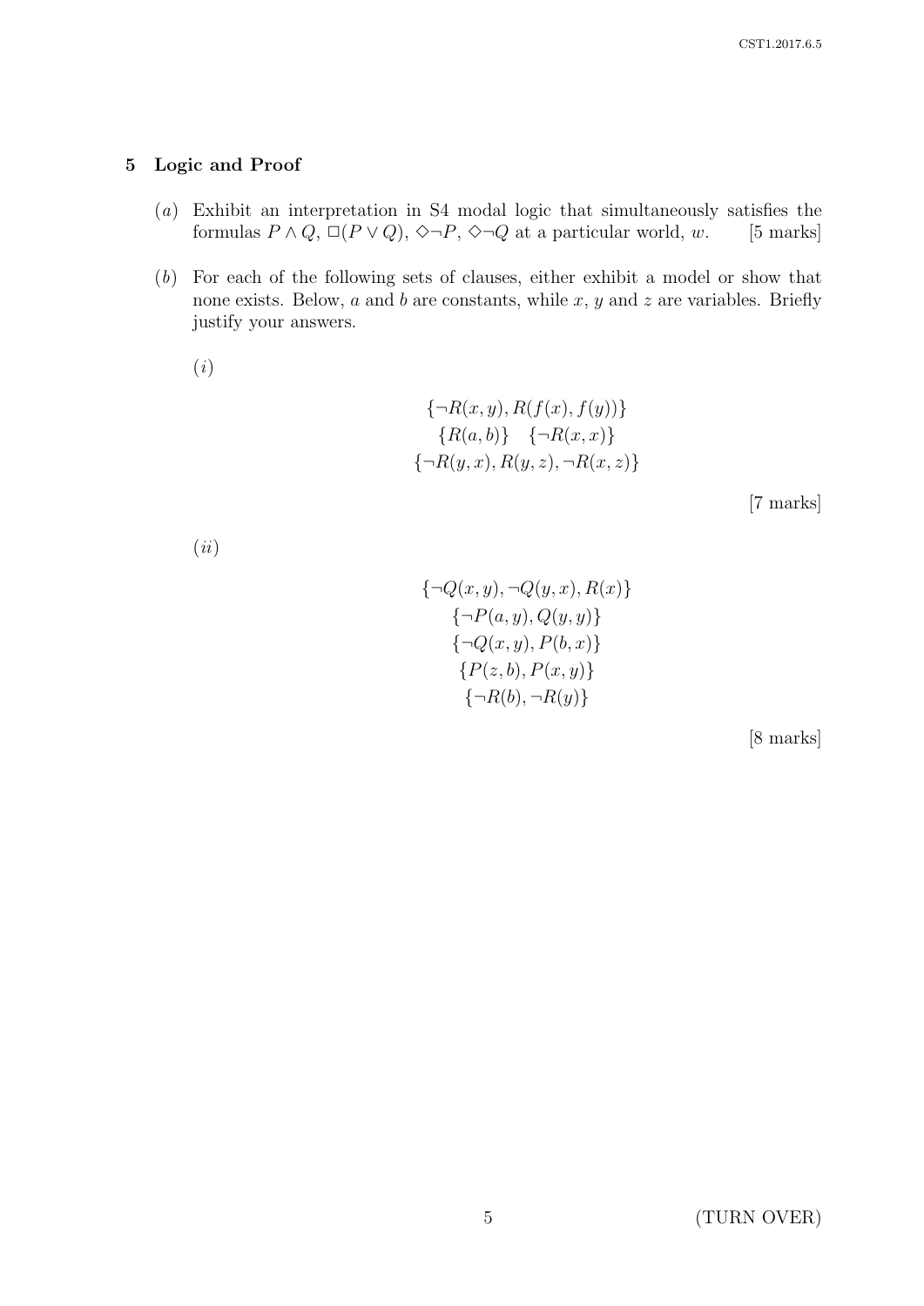## 5 Logic and Proof

(*a*) Exhibit an interpretation in S4 modal logic that simultaneously satisfies the formulas $P \land Q$, $\Box(P \lor Q)$, $\Diamond\neg P$, $\Diamond\neg Q$ at a particular world, $w$. [5 marks]

(*b*) For each of the following sets of clauses, either exhibit a model or show that none exists. Below, $a$ and $b$ are constants, while $x$, $y$ and $z$ are variables. Briefly justify your answers.

(*i*)

$$\{\neg R(x,y), R(f(x), f(y))\}$$
$$\{R(a,b)\} \quad \{\neg R(x,x)\}$$
$$\{\neg R(y,x), R(y,z), \neg R(x,z)\}$$

[7 marks]

(*ii*)

$$\{\neg Q(x,y), \neg Q(y,x), R(x)\}$$
$$\{\neg P(a,y), Q(y,y)\}$$
$$\{\neg Q(x,y), P(b,x)\}$$
$$\{P(z,b), P(x,y)\}$$
$$\{\neg R(b), \neg R(y)\}$$

[8 marks]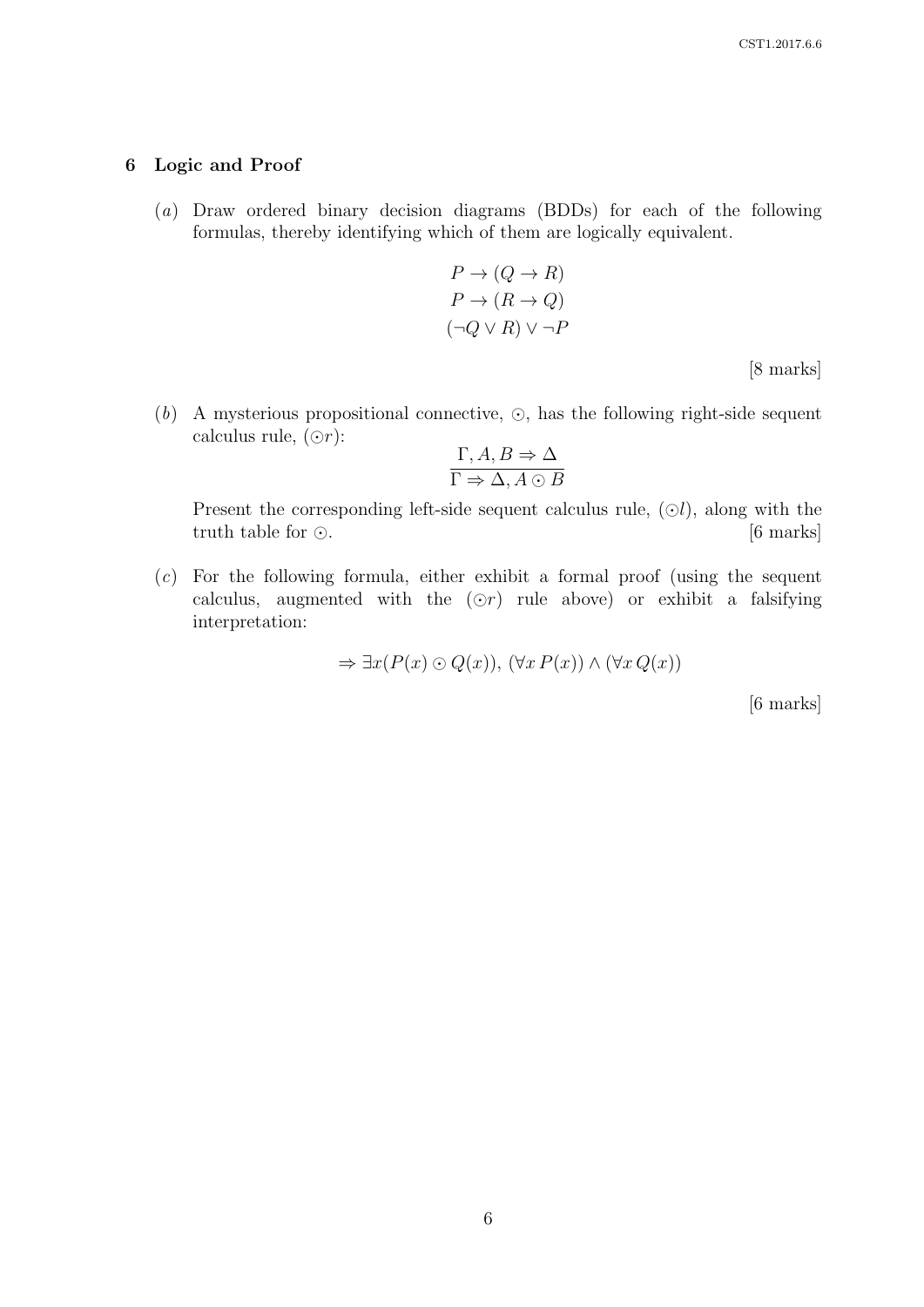## 6 Logic and Proof

(*a*) Draw ordered binary decision diagrams (BDDs) for each of the following formulas, thereby identifying which of them are logically equivalent.

$$P \to (Q \to R)$$
$$P \to (R \to Q)$$
$$(\neg Q \lor R) \lor \neg P$$

[8 marks]

(*b*) A mysterious propositional connective, $\odot$, has the following right-side sequent calculus rule, $(\odot r)$:

$$\frac{\Gamma, A, B \Rightarrow \Delta}{\Gamma \Rightarrow \Delta, A \odot B}$$

Present the corresponding left-side sequent calculus rule, $(\odot l)$, along with the truth table for $\odot$. [6 marks]

(*c*) For the following formula, either exhibit a formal proof (using the sequent calculus, augmented with the $(\odot r)$ rule above) or exhibit a falsifying interpretation:

$$\Rightarrow \exists x(P(x) \odot Q(x)),\ (\forall x\, P(x)) \land (\forall x\, Q(x))$$

[6 marks]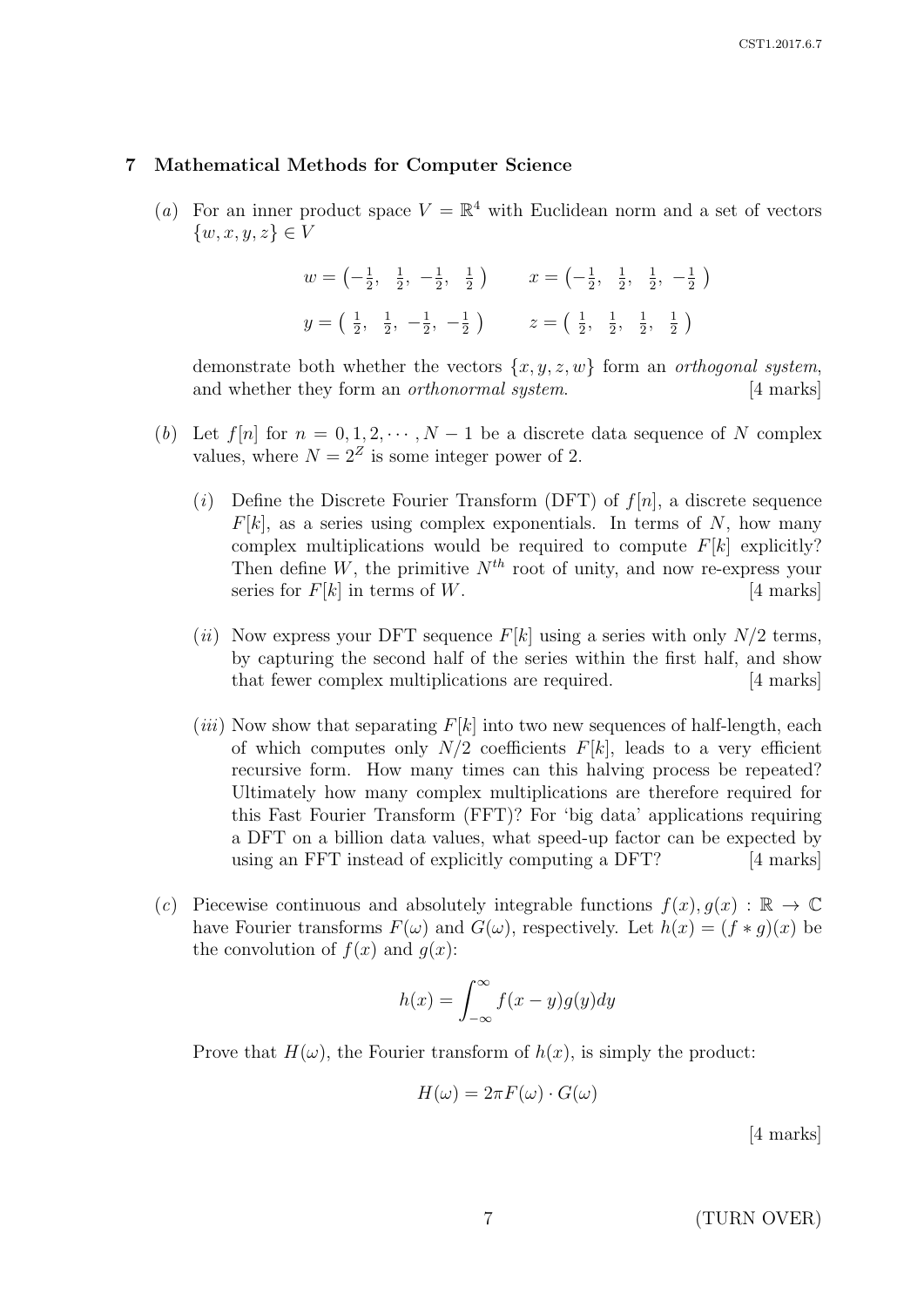## 7 Mathematical Methods for Computer Science

(*a*) For an inner product space $V = \mathbb{R}^4$ with Euclidean norm and a set of vectors $\{w, x, y, z\} \in V$

$$w = \left(-\tfrac{1}{2},\ \tfrac{1}{2},\ -\tfrac{1}{2},\ \tfrac{1}{2}\right) \qquad x = \left(-\tfrac{1}{2},\ \tfrac{1}{2},\ \tfrac{1}{2},\ -\tfrac{1}{2}\right)$$

$$y = \left(\ \tfrac{1}{2},\ \tfrac{1}{2},\ -\tfrac{1}{2},\ -\tfrac{1}{2}\right) \qquad z = \left(\ \tfrac{1}{2},\ \tfrac{1}{2},\ \tfrac{1}{2},\ \tfrac{1}{2}\right)$$

demonstrate both whether the vectors $\{x, y, z, w\}$ form an *orthogonal system*, and whether they form an *orthonormal system*. [4 marks]

(*b*) Let $f[n]$ for $n = 0, 1, 2, \cdots, N-1$ be a discrete data sequence of $N$ complex values, where $N = 2^Z$ is some integer power of 2.

(*i*) Define the Discrete Fourier Transform (DFT) of $f[n]$, a discrete sequence $F[k]$, as a series using complex exponentials. In terms of $N$, how many complex multiplications would be required to compute $F[k]$ explicitly? Then define $W$, the primitive $N^{th}$ root of unity, and now re-express your series for $F[k]$ in terms of $W$. [4 marks]

(*ii*) Now express your DFT sequence $F[k]$ using a series with only $N/2$ terms, by capturing the second half of the series within the first half, and show that fewer complex multiplications are required. [4 marks]

(*iii*) Now show that separating $F[k]$ into two new sequences of half-length, each of which computes only $N/2$ coefficients $F[k]$, leads to a very efficient recursive form. How many times can this halving process be repeated? Ultimately how many complex multiplications are therefore required for this Fast Fourier Transform (FFT)? For 'big data' applications requiring a DFT on a billion data values, what speed-up factor can be expected by using an FFT instead of explicitly computing a DFT? [4 marks]

(*c*) Piecewise continuous and absolutely integrable functions $f(x), g(x) : \mathbb{R} \to \mathbb{C}$ have Fourier transforms $F(\omega)$ and $G(\omega)$, respectively. Let $h(x) = (f * g)(x)$ be the convolution of $f(x)$ and $g(x)$:

$$h(x) = \int_{-\infty}^{\infty} f(x-y)g(y)dy$$

Prove that $H(\omega)$, the Fourier transform of $h(x)$, is simply the product:

$$H(\omega) = 2\pi F(\omega) \cdot G(\omega)$$

[4 marks]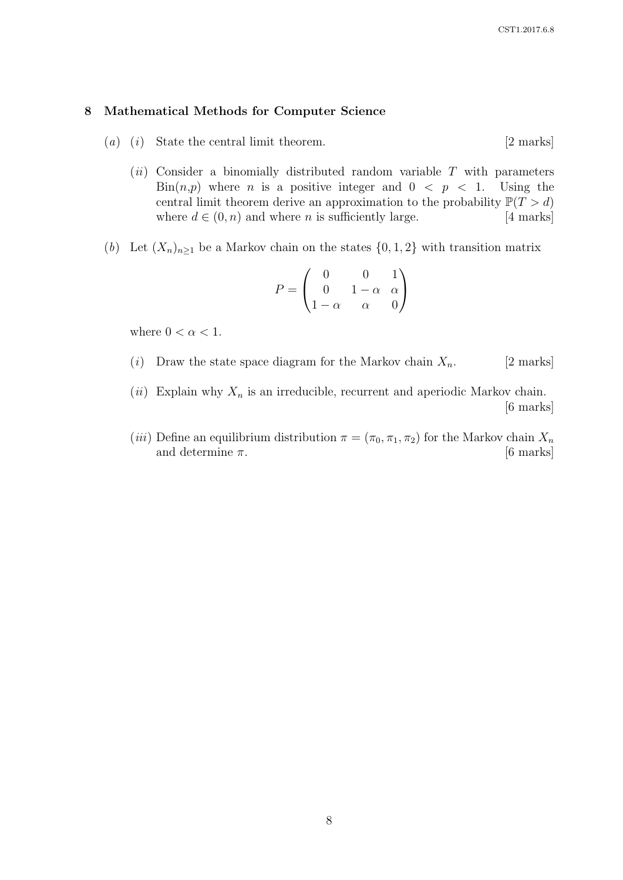## 8 Mathematical Methods for Computer Science

(*a*) (*i*) State the central limit theorem. [2 marks]

(*ii*) Consider a binomially distributed random variable $T$ with parameters $\text{Bin}(n,p)$ where $n$ is a positive integer and $0 < p < 1$. Using the central limit theorem derive an approximation to the probability $\mathbb{P}(T > d)$ where $d \in (0, n)$ and where $n$ is sufficiently large. [4 marks]

(*b*) Let $(X_n)_{n \geq 1}$ be a Markov chain on the states $\{0, 1, 2\}$ with transition matrix

$$P = \begin{pmatrix} 0 & 0 & 1 \\ 0 & 1-\alpha & \alpha \\ 1-\alpha & \alpha & 0 \end{pmatrix}$$

where $0 < \alpha < 1$.

(*i*) Draw the state space diagram for the Markov chain $X_n$. [2 marks]

(*ii*) Explain why $X_n$ is an irreducible, recurrent and aperiodic Markov chain. [6 marks]

(*iii*) Define an equilibrium distribution $\pi = (\pi_0, \pi_1, \pi_2)$ for the Markov chain $X_n$ and determine $\pi$. [6 marks]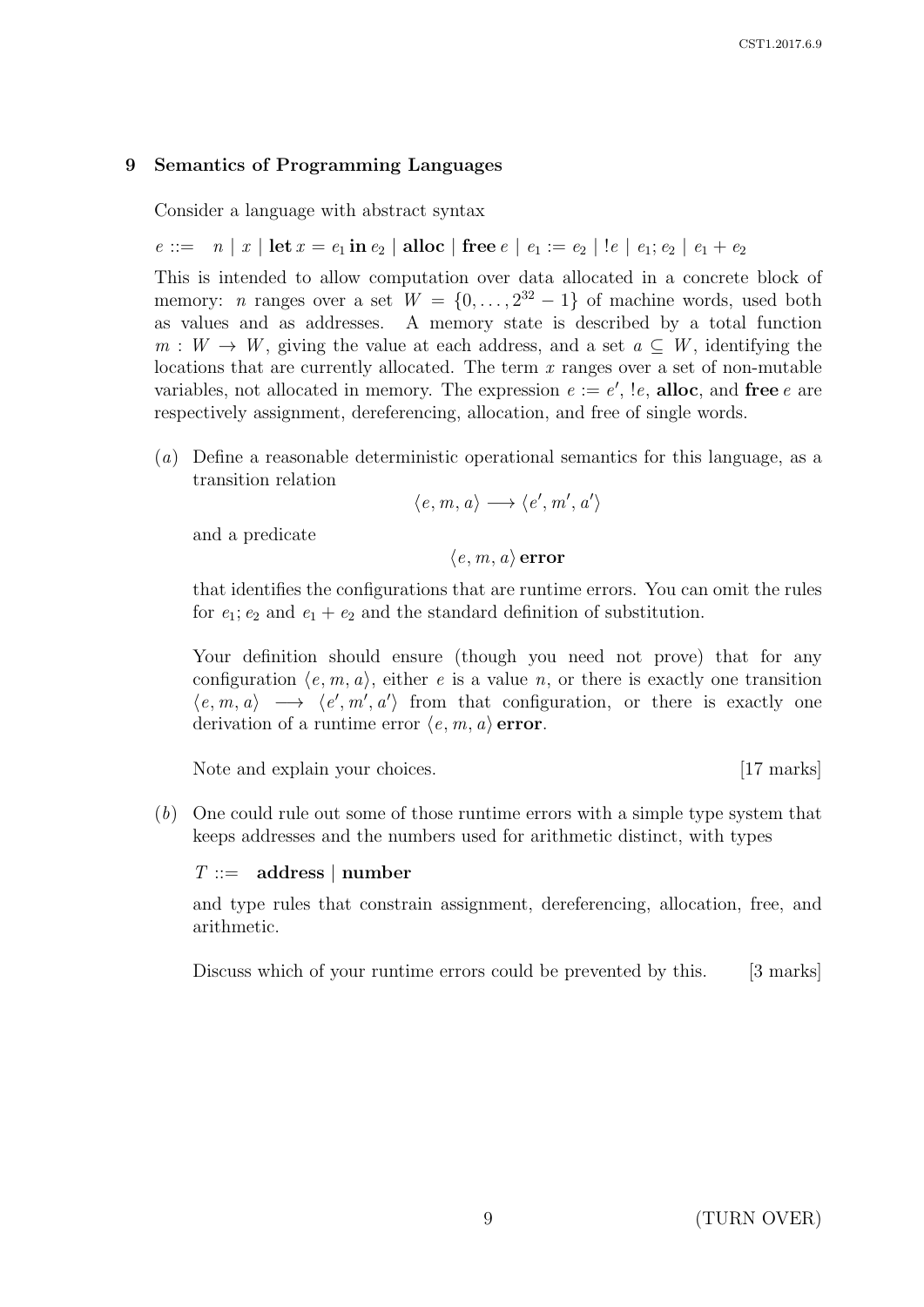## 9 Semantics of Programming Languages

Consider a language with abstract syntax

$e ::= \quad n \mid x \mid \textbf{let}\, x = e_1 \,\textbf{in}\, e_2 \mid \textbf{alloc} \mid \textbf{free}\, e \mid e_1 := e_2 \mid !e \mid e_1 ; e_2 \mid e_1 + e_2$

This is intended to allow computation over data allocated in a concrete block of memory: $n$ ranges over a set $W = \{0, \ldots, 2^{32} - 1\}$ of machine words, used both as values and as addresses. A memory state is described by a total function $m : W \rightarrow W$, giving the value at each address, and a set $a \subseteq W$, identifying the locations that are currently allocated. The term $x$ ranges over a set of non-mutable variables, not allocated in memory. The expression $e := e'$, $!e$, **alloc**, and **free** $e$ are respectively assignment, dereferencing, allocation, and free of single words.

(*a*) Define a reasonable deterministic operational semantics for this language, as a transition relation

$$\langle e, m, a \rangle \longrightarrow \langle e', m', a' \rangle$$

and a predicate

$$\langle e, m, a \rangle \,\textbf{error}$$

that identifies the configurations that are runtime errors. You can omit the rules for $e_1 ; e_2$ and $e_1 + e_2$ and the standard definition of substitution.

Your definition should ensure (though you need not prove) that for any configuration $\langle e, m, a \rangle$, either $e$ is a value $n$, or there is exactly one transition $\langle e, m, a \rangle \longrightarrow \langle e', m', a' \rangle$ from that configuration, or there is exactly one derivation of a runtime error $\langle e, m, a \rangle \,\textbf{error}$.

Note and explain your choices. [17 marks]

(*b*) One could rule out some of those runtime errors with a simple type system that keeps addresses and the numbers used for arithmetic distinct, with types

$T ::= \quad \textbf{address} \mid \textbf{number}$

and type rules that constrain assignment, dereferencing, allocation, free, and arithmetic.

Discuss which of your runtime errors could be prevented by this. [3 marks]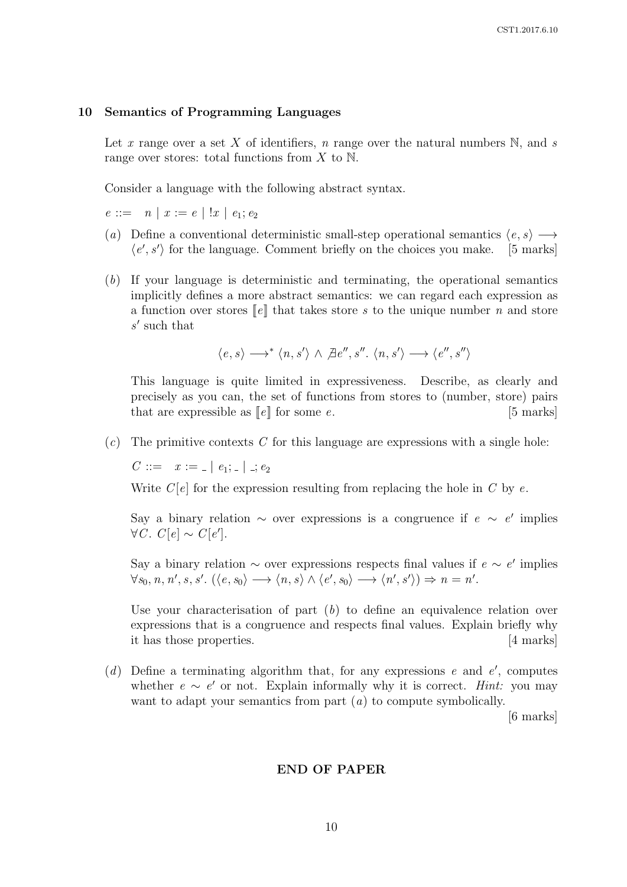## 10 Semantics of Programming Languages

Let $x$ range over a set $X$ of identifiers, $n$ range over the natural numbers $\mathbb{N}$, and $s$ range over stores: total functions from $X$ to $\mathbb{N}$.

Consider a language with the following abstract syntax.

$e ::= \quad n \mid x := e \mid !x \mid e_1; e_2$

(*a*) Define a conventional deterministic small-step operational semantics $\langle e, s\rangle \longrightarrow \langle e', s'\rangle$ for the language. Comment briefly on the choices you make. [5 marks]

(*b*) If your language is deterministic and terminating, the operational semantics implicitly defines a more abstract semantics: we can regard each expression as a function over stores $[\![e]\!]$ that takes store $s$ to the unique number $n$ and store $s'$ such that

$$\langle e, s\rangle \longrightarrow^* \langle n, s'\rangle \wedge \nexists e'', s''. \ \langle n, s'\rangle \longrightarrow \langle e'', s''\rangle$$

This language is quite limited in expressiveness. Describe, as clearly and precisely as you can, the set of functions from stores to (number, store) pairs that are expressible as $[\![e]\!]$ for some $e$. [5 marks]

(*c*) The primitive contexts $C$ for this language are expressions with a single hole:

$C ::= \quad x := \_ \mid e_1; \_ \mid \_; e_2$

Write $C[e]$ for the expression resulting from replacing the hole in $C$ by $e$.

Say a binary relation $\sim$ over expressions is a congruence if $e \sim e'$ implies $\forall C. \ C[e] \sim C[e']$.

Say a binary relation $\sim$ over expressions respects final values if $e \sim e'$ implies $\forall s_0, n, n', s, s'. \ (\langle e, s_0\rangle \longrightarrow \langle n, s\rangle \wedge \langle e', s_0\rangle \longrightarrow \langle n', s'\rangle) \Rightarrow n = n'$.

Use your characterisation of part (*b*) to define an equivalence relation over expressions that is a congruence and respects final values. Explain briefly why it has those properties. [4 marks]

(*d*) Define a terminating algorithm that, for any expressions $e$ and $e'$, computes whether $e \sim e'$ or not. Explain informally why it is correct. *Hint:* you may want to adapt your semantics from part (*a*) to compute symbolically.

[6 marks]

**END OF PAPER**